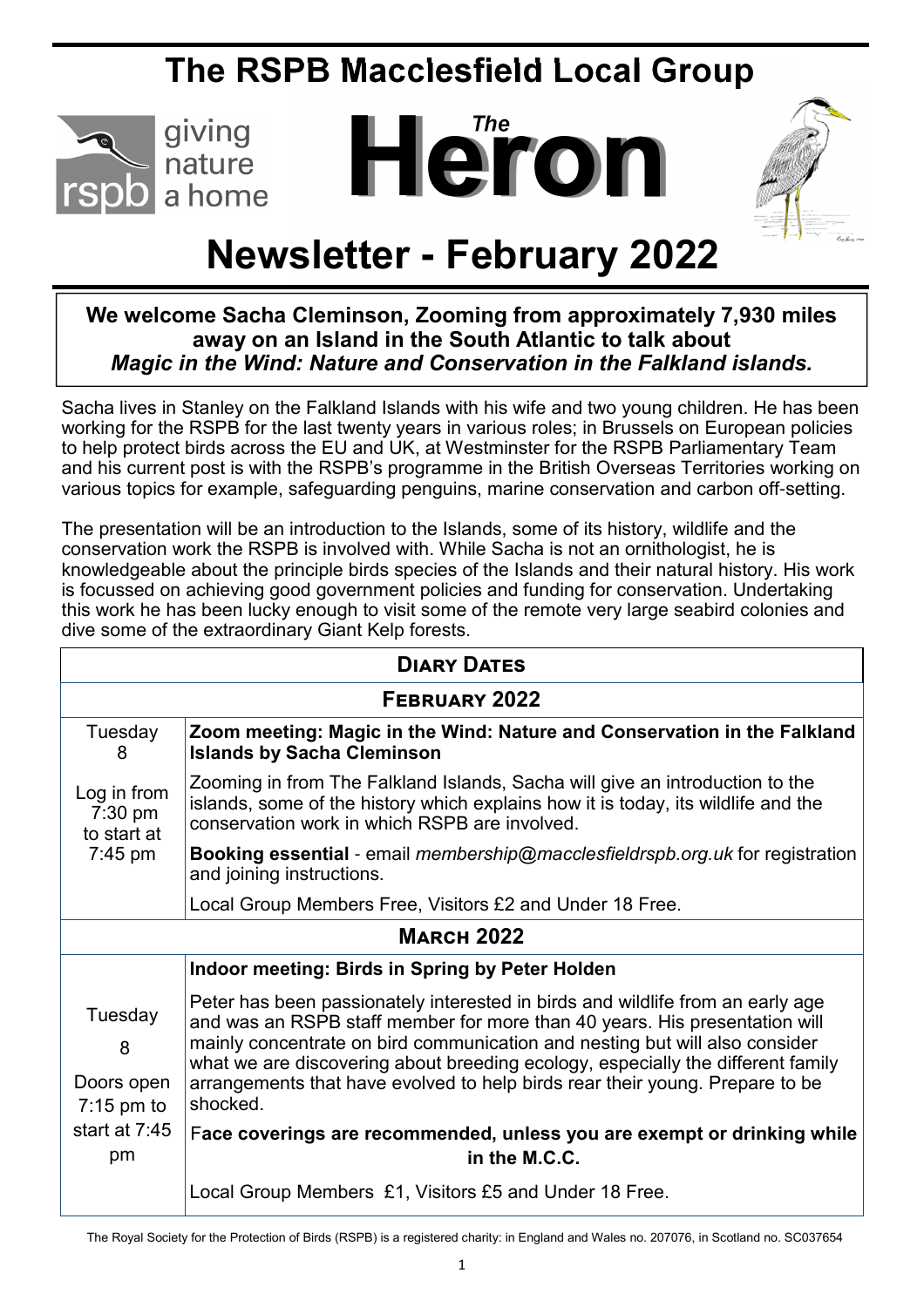# The RSPB Macclesfield Local Group

giving nature a home

# The Heron

# Newsletter - February 2022

**We welcome Sacha Cleminson, Zooming from approximately 7,930 miles away on an Island in the South Atlantic to talk about *Magic in the Wind: Nature and Conservation in the Falkland islands.***

Sacha lives in Stanley on the Falkland Islands with his wife and two young children. He has been working for the RSPB for the last twenty years in various roles; in Brussels on European policies to help protect birds across the EU and UK, at Westminster for the RSPB Parliamentary Team and his current post is with the RSPB's programme in the British Overseas Territories working on various topics for example, safeguarding penguins, marine conservation and carbon off-setting.

The presentation will be an introduction to the Islands, some of its history, wildlife and the conservation work the RSPB is involved with. While Sacha is not an ornithologist, he is knowledgeable about the principle birds species of the Islands and their natural history. His work is focussed on achieving good government policies and funding for conservation. Undertaking this work he has been lucky enough to visit some of the remote very large seabird colonies and dive some of the extraordinary Giant Kelp forests.

| **Diary Dates** | |
|---|---|
| **February 2022** | |
| Tuesday 8<br><br>Log in from 7:30 pm to start at 7:45 pm | **Zoom meeting: Magic in the Wind: Nature and Conservation in the Falkland Islands by Sacha Cleminson**<br><br>Zooming in from The Falkland Islands, Sacha will give an introduction to the islands, some of the history which explains how it is today, its wildlife and the conservation work in which RSPB are involved.<br><br>**Booking essential** - email *membership@macclesfieldrspb.org.uk* for registration and joining instructions.<br><br>Local Group Members Free, Visitors £2 and Under 18 Free. |
| **March 2022** | |
| Tuesday 8<br><br>Doors open 7:15 pm to start at 7:45 pm | **Indoor meeting: Birds in Spring by Peter Holden**<br><br>Peter has been passionately interested in birds and wildlife from an early age and was an RSPB staff member for more than 40 years. His presentation will mainly concentrate on bird communication and nesting but will also consider what we are discovering about breeding ecology, especially the different family arrangements that have evolved to help birds rear their young. Prepare to be shocked.<br><br>F**ace coverings are recommended, unless you are exempt or drinking while in the M.C.C.**<br><br>Local Group Members £1, Visitors £5 and Under 18 Free. |

The Royal Society for the Protection of Birds (RSPB) is a registered charity: in England and Wales no. 207076, in Scotland no. SC037654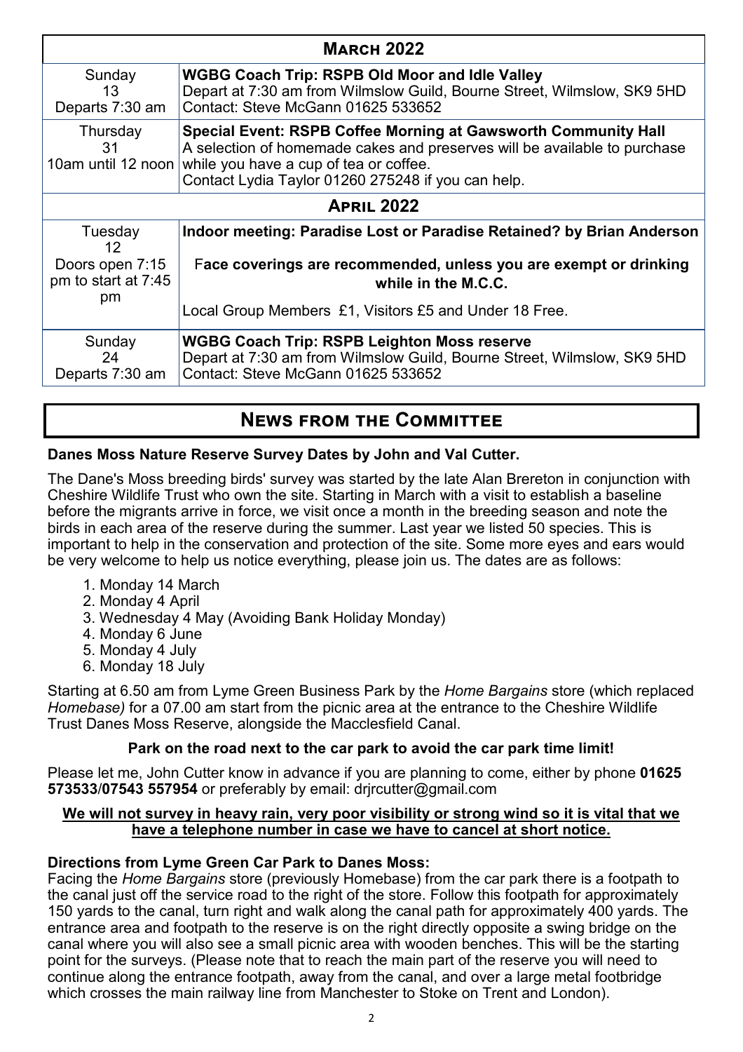| **MARCH 2022** | |
|---|---|
| Sunday 13 Departs 7:30 am | **WGBG Coach Trip: RSPB Old Moor and Idle Valley** Depart at 7:30 am from Wilmslow Guild, Bourne Street, Wilmslow, SK9 5HD Contact: Steve McGann 01625 533652 |
| Thursday 31 10am until 12 noon | **Special Event: RSPB Coffee Morning at Gawsworth Community Hall** A selection of homemade cakes and preserves will be available to purchase while you have a cup of tea or coffee. Contact Lydia Taylor 01260 275248 if you can help. |
| **APRIL 2022** | |
| Tuesday 12 Doors open 7:15 pm to start at 7:45 pm | **Indoor meeting: Paradise Lost or Paradise Retained? by Brian Anderson** F**ace coverings are recommended, unless you are exempt or drinking while in the M.C.C.** Local Group Members £1, Visitors £5 and Under 18 Free. |
| Sunday 24 Departs 7:30 am | **WGBG Coach Trip: RSPB Leighton Moss reserve** Depart at 7:30 am from Wilmslow Guild, Bourne Street, Wilmslow, SK9 5HD Contact: Steve McGann 01625 533652 |

## NEWS FROM THE COMMITTEE

**Danes Moss Nature Reserve Survey Dates by John and Val Cutter.**

The Dane's Moss breeding birds' survey was started by the late Alan Brereton in conjunction with Cheshire Wildlife Trust who own the site. Starting in March with a visit to establish a baseline before the migrants arrive in force, we visit once a month in the breeding season and note the birds in each area of the reserve during the summer. Last year we listed 50 species. This is important to help in the conservation and protection of the site. Some more eyes and ears would be very welcome to help us notice everything, please join us. The dates are as follows:

1. Monday 14 March
2. Monday 4 April
3. Wednesday 4 May (Avoiding Bank Holiday Monday)
4. Monday 6 June
5. Monday 4 July
6. Monday 18 July

Starting at 6.50 am from Lyme Green Business Park by the *Home Bargains* store (which replaced *Homebase)* for a 07.00 am start from the picnic area at the entrance to the Cheshire Wildlife Trust Danes Moss Reserve, alongside the Macclesfield Canal.

**Park on the road next to the car park to avoid the car park time limit!**

Please let me, John Cutter know in advance if you are planning to come, either by phone **01625 573533**/**07543 557954** or preferably by email: drjrcutter@gmail.com

**We will not survey in heavy rain, very poor visibility or strong wind so it is vital that we have a telephone number in case we have to cancel at short notice.**

**Directions from Lyme Green Car Park to Danes Moss:**
Facing the *Home Bargains* store (previously Homebase) from the car park there is a footpath to the canal just off the service road to the right of the store. Follow this footpath for approximately 150 yards to the canal, turn right and walk along the canal path for approximately 400 yards. The entrance area and footpath to the reserve is on the right directly opposite a swing bridge on the canal where you will also see a small picnic area with wooden benches. This will be the starting point for the surveys. (Please note that to reach the main part of the reserve you will need to continue along the entrance footpath, away from the canal, and over a large metal footbridge which crosses the main railway line from Manchester to Stoke on Trent and London).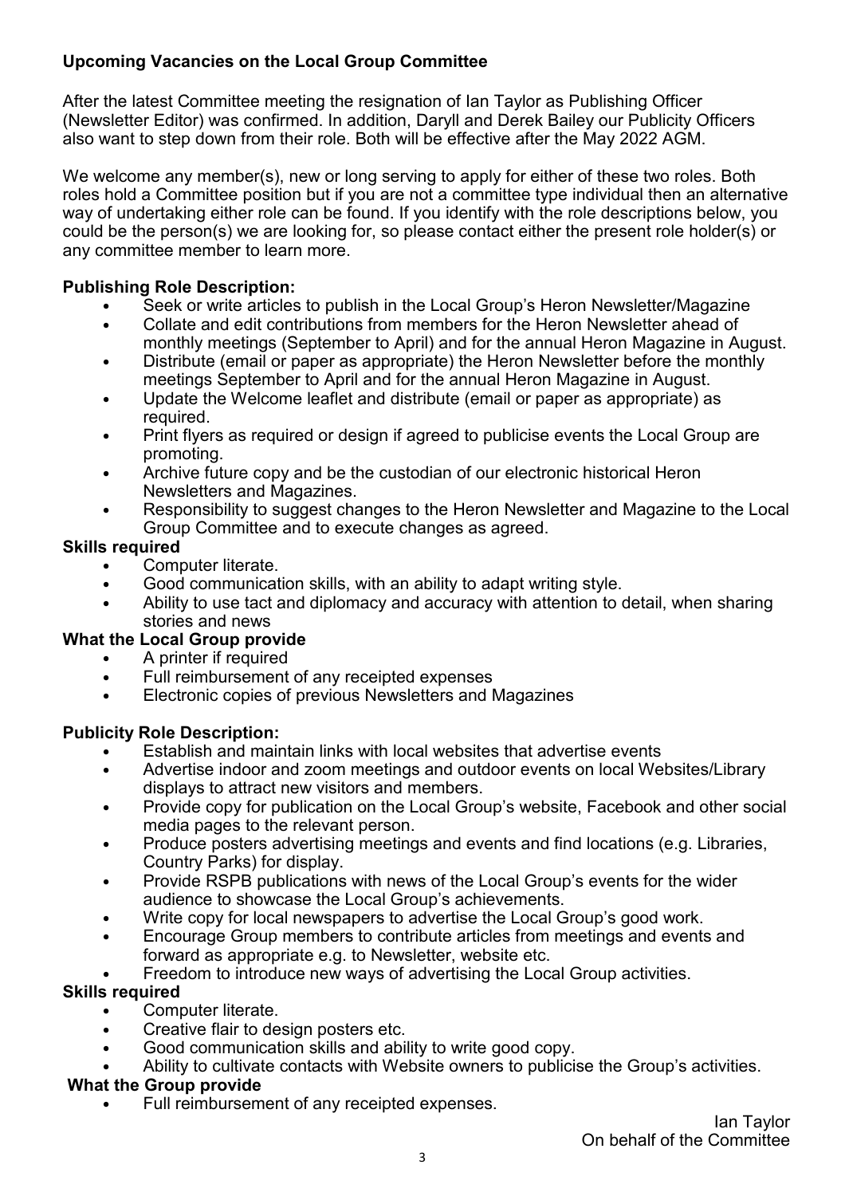## Upcoming Vacancies on the Local Group Committee

After the latest Committee meeting the resignation of Ian Taylor as Publishing Officer (Newsletter Editor) was confirmed. In addition, Daryll and Derek Bailey our Publicity Officers also want to step down from their role. Both will be effective after the May 2022 AGM.

We welcome any member(s), new or long serving to apply for either of these two roles. Both roles hold a Committee position but if you are not a committee type individual then an alternative way of undertaking either role can be found. If you identify with the role descriptions below, you could be the person(s) we are looking for, so please contact either the present role holder(s) or any committee member to learn more.

### Publishing Role Description:

- Seek or write articles to publish in the Local Group's Heron Newsletter/Magazine
- Collate and edit contributions from members for the Heron Newsletter ahead of monthly meetings (September to April) and for the annual Heron Magazine in August.
- Distribute (email or paper as appropriate) the Heron Newsletter before the monthly meetings September to April and for the annual Heron Magazine in August.
- Update the Welcome leaflet and distribute (email or paper as appropriate) as required.
- Print flyers as required or design if agreed to publicise events the Local Group are promoting.
- Archive future copy and be the custodian of our electronic historical Heron Newsletters and Magazines.
- Responsibility to suggest changes to the Heron Newsletter and Magazine to the Local Group Committee and to execute changes as agreed.

**Skills required**

- Computer literate.
- Good communication skills, with an ability to adapt writing style.
- Ability to use tact and diplomacy and accuracy with attention to detail, when sharing stories and news

**What the Local Group provide**

- A printer if required
- Full reimbursement of any receipted expenses
- Electronic copies of previous Newsletters and Magazines

### Publicity Role Description:

- Establish and maintain links with local websites that advertise events
- Advertise indoor and zoom meetings and outdoor events on local Websites/Library displays to attract new visitors and members.
- Provide copy for publication on the Local Group's website, Facebook and other social media pages to the relevant person.
- Produce posters advertising meetings and events and find locations (e.g. Libraries, Country Parks) for display.
- Provide RSPB publications with news of the Local Group's events for the wider audience to showcase the Local Group's achievements.
- Write copy for local newspapers to advertise the Local Group's good work.
- Encourage Group members to contribute articles from meetings and events and forward as appropriate e.g. to Newsletter, website etc.
- Freedom to introduce new ways of advertising the Local Group activities.

**Skills required**

- Computer literate.
- Creative flair to design posters etc.
- Good communication skills and ability to write good copy.
- Ability to cultivate contacts with Website owners to publicise the Group's activities.

**What the Group provide**

- Full reimbursement of any receipted expenses.

Ian Taylor
On behalf of the Committee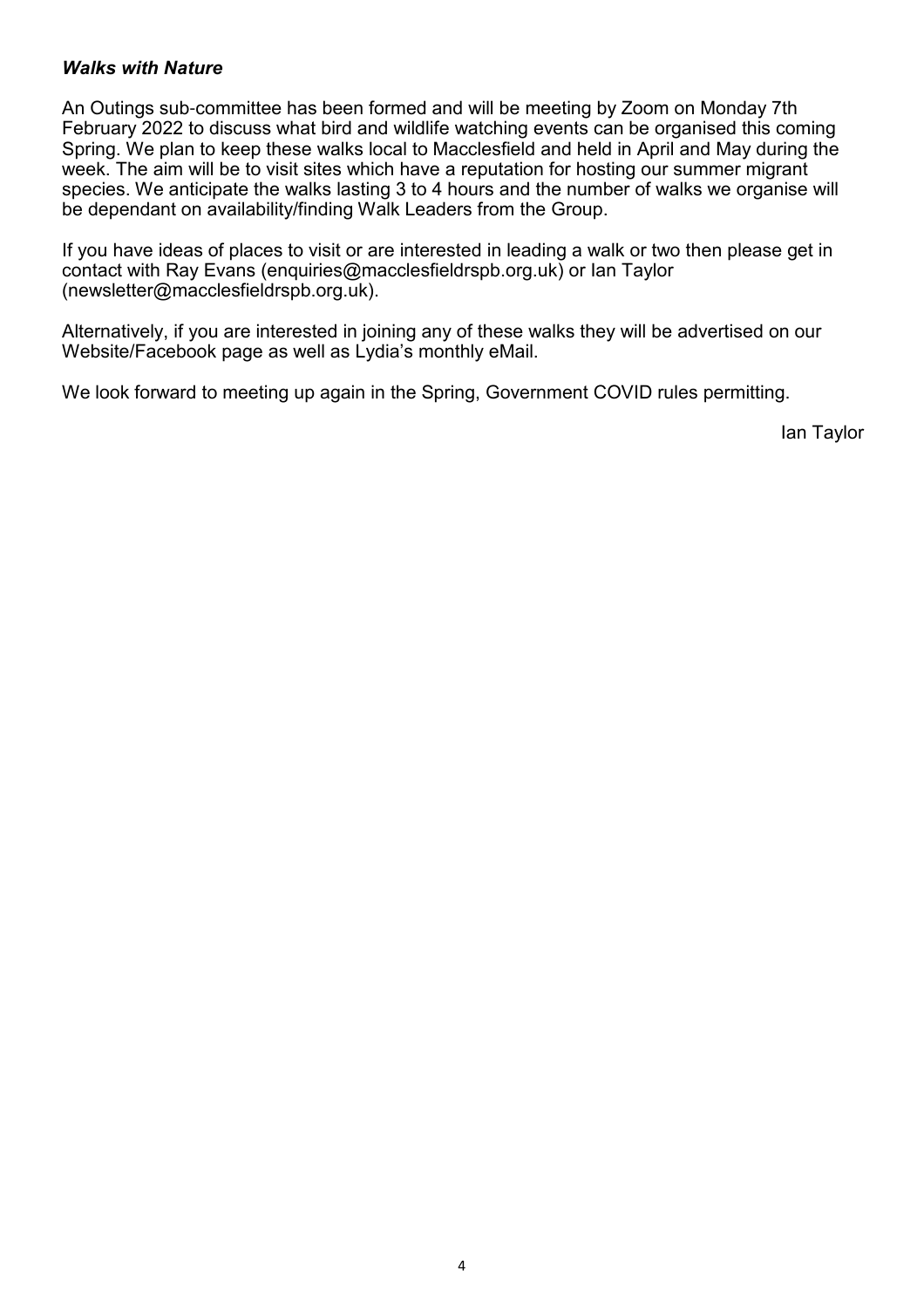***Walks with Nature***

An Outings sub-committee has been formed and will be meeting by Zoom on Monday 7th February 2022 to discuss what bird and wildlife watching events can be organised this coming Spring. We plan to keep these walks local to Macclesfield and held in April and May during the week. The aim will be to visit sites which have a reputation for hosting our summer migrant species. We anticipate the walks lasting 3 to 4 hours and the number of walks we organise will be dependant on availability/finding Walk Leaders from the Group.

If you have ideas of places to visit or are interested in leading a walk or two then please get in contact with Ray Evans (enquiries@macclesfieldrspb.org.uk) or Ian Taylor (newsletter@macclesfieldrspb.org.uk).

Alternatively, if you are interested in joining any of these walks they will be advertised on our Website/Facebook page as well as Lydia's monthly eMail.

We look forward to meeting up again in the Spring, Government COVID rules permitting.

Ian Taylor